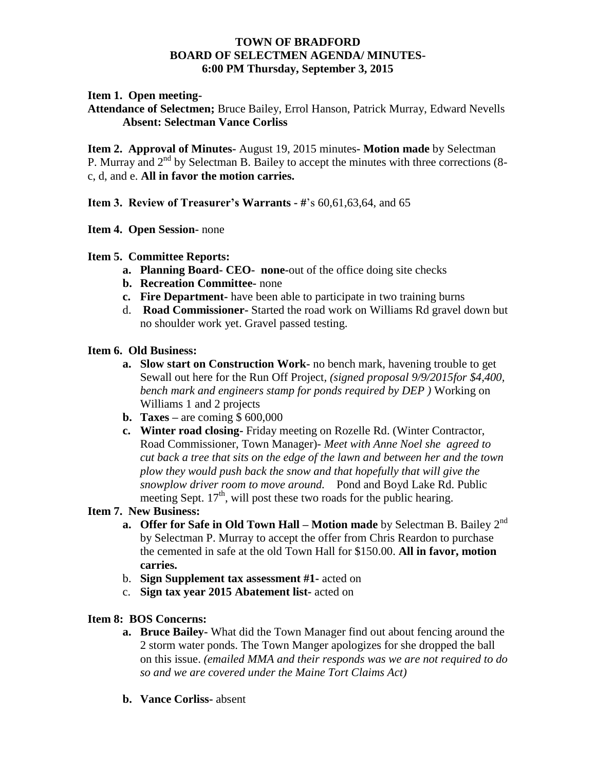# TOWN OF BRADFORD
## BOARD OF SELECTMEN AGENDA/ MINUTES-
### 6:00 PM Thursday, September 3, 2015

**Item 1. Open meeting-**

**Attendance of Selectmen;** Bruce Bailey, Errol Hanson, Patrick Murray, Edward Nevells
**Absent: Selectman Vance Corliss**

**Item 2. Approval of Minutes-** August 19, 2015 minutes- **Motion made** by Selectman P. Murray and 2nd by Selectman B. Bailey to accept the minutes with three corrections (8-c, d, and e. **All in favor the motion carries.**

**Item 3. Review of Treasurer's Warrants - #**'s 60,61,63,64, and 65

**Item 4. Open Session-** none

**Item 5. Committee Reports:**

- **a. Planning Board- CEO- none-**out of the office doing site checks
- **b. Recreation Committee-** none
- **c. Fire Department-** have been able to participate in two training burns
- d. **Road Commissioner-** Started the road work on Williams Rd gravel down but no shoulder work yet. Gravel passed testing.

**Item 6. Old Business:**

- **a. Slow start on Construction Work-** no bench mark, havening trouble to get Sewall out here for the Run Off Project, *(signed proposal 9/9/2015for $4,400, bench mark and engineers stamp for ponds required by DEP )* Working on Williams 1 and 2 projects
- **b. Taxes –** are coming $ 600,000
- **c. Winter road closing-** Friday meeting on Rozelle Rd. (Winter Contractor, Road Commissioner, Town Manager)- *Meet with Anne Noel she agreed to cut back a tree that sits on the edge of the lawn and between her and the town plow they would push back the snow and that hopefully that will give the snowplow driver room to move around.* Pond and Boyd Lake Rd. Public meeting Sept. 17th, will post these two roads for the public hearing.

**Item 7. New Business:**

- **a. Offer for Safe in Old Town Hall – Motion made** by Selectman B. Bailey 2nd by Selectman P. Murray to accept the offer from Chris Reardon to purchase the cemented in safe at the old Town Hall for $150.00. **All in favor, motion carries.**
- b. **Sign Supplement tax assessment #1-** acted on
- c. **Sign tax year 2015 Abatement list-** acted on

**Item 8: BOS Concerns:**

- **a. Bruce Bailey-** What did the Town Manager find out about fencing around the 2 storm water ponds. The Town Manger apologizes for she dropped the ball on this issue. *(emailed MMA and their responds was we are not required to do so and we are covered under the Maine Tort Claims Act)*
- **b. Vance Corliss-** absent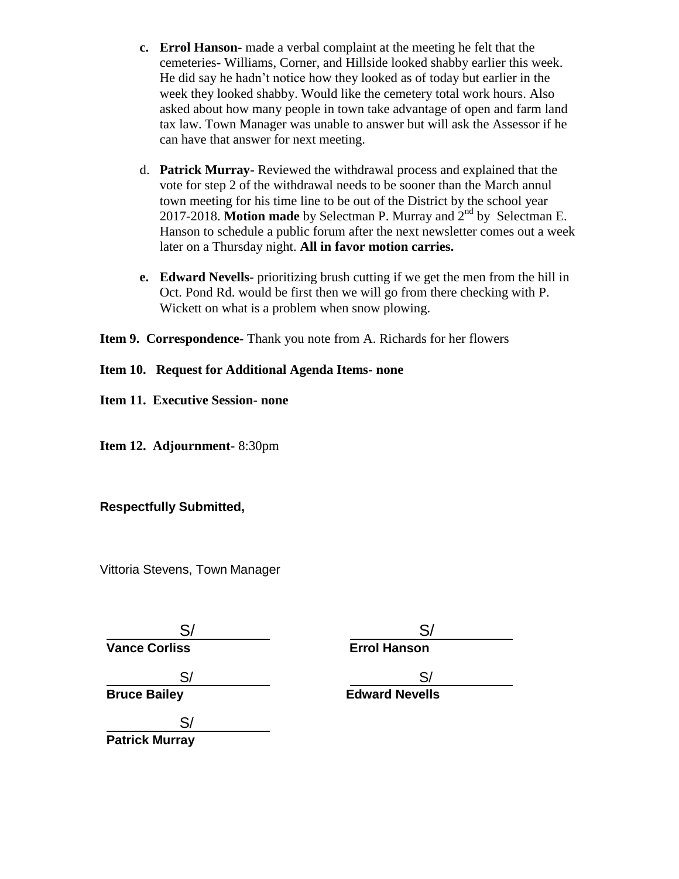c. **Errol Hanson-** made a verbal complaint at the meeting he felt that the cemeteries- Williams, Corner, and Hillside looked shabby earlier this week. He did say he hadn't notice how they looked as of today but earlier in the week they looked shabby. Would like the cemetery total work hours. Also asked about how many people in town take advantage of open and farm land tax law. Town Manager was unable to answer but will ask the Assessor if he can have that answer for next meeting.

d. **Patrick Murray-** Reviewed the withdrawal process and explained that the vote for step 2 of the withdrawal needs to be sooner than the March annul town meeting for his time line to be out of the District by the school year 2017-2018. **Motion made** by Selectman P. Murray and 2nd by Selectman E. Hanson to schedule a public forum after the next newsletter comes out a week later on a Thursday night. **All in favor motion carries.**

e. **Edward Nevells-** prioritizing brush cutting if we get the men from the hill in Oct. Pond Rd. would be first then we will go from there checking with P. Wickett on what is a problem when snow plowing.

**Item 9. Correspondence-** Thank you note from A. Richards for her flowers

**Item 10. Request for Additional Agenda Items- none**

**Item 11. Executive Session- none**

**Item 12. Adjournment-** 8:30pm

**Respectfully Submitted,**

Vittoria Stevens, Town Manager

S/
**Vance Corliss**

S/
**Errol Hanson**

S/
**Bruce Bailey**

S/
**Edward Nevells**

S/
**Patrick Murray**